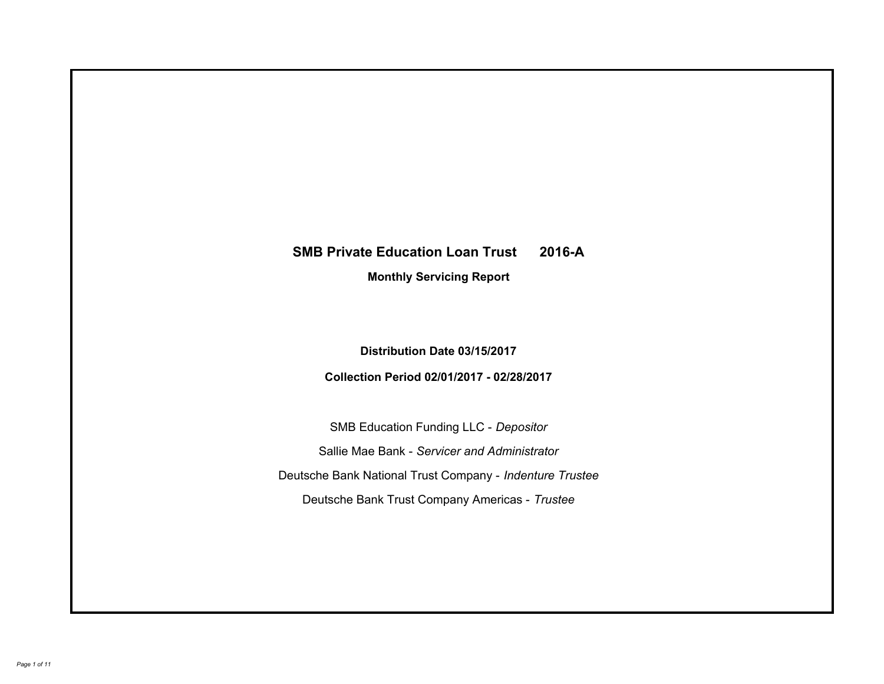# SMB Private Education Loan Trust 2016-A

## Monthly Servicing Report

**Distribution Date 03/15/2017**

**Collection Period 02/01/2017 - 02/28/2017**

SMB Education Funding LLC - *Depositor*

Sallie Mae Bank - *Servicer and Administrator*

Deutsche Bank National Trust Company - *Indenture Trustee*

Deutsche Bank Trust Company Americas - *Trustee*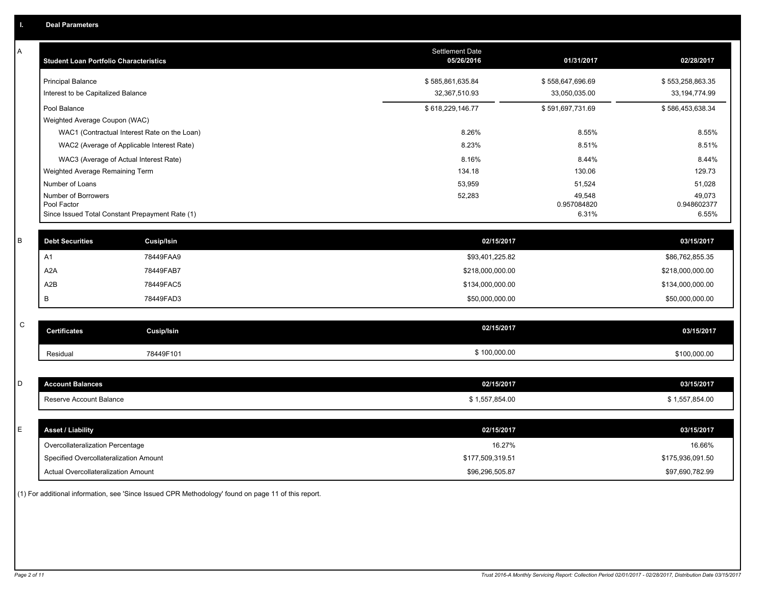## I. Deal Parameters

### A

| Student Loan Portfolio Characteristics | Settlement Date 05/26/2016 | 01/31/2017 | 02/28/2017 |
|---|---|---|---|
| Principal Balance | $ 585,861,635.84 | $ 558,647,696.69 | $ 553,258,863.35 |
| Interest to be Capitalized Balance | 32,367,510.93 | 33,050,035.00 | 33,194,774.99 |
| Pool Balance | $ 618,229,146.77 | $ 591,697,731.69 | $ 586,453,638.34 |
| Weighted Average Coupon (WAC) | | | |
| WAC1 (Contractual Interest Rate on the Loan) | 8.26% | 8.55% | 8.55% |
| WAC2 (Average of Applicable Interest Rate) | 8.23% | 8.51% | 8.51% |
| WAC3 (Average of Actual Interest Rate) | 8.16% | 8.44% | 8.44% |
| Weighted Average Remaining Term | 134.18 | 130.06 | 129.73 |
| Number of Loans | 53,959 | 51,524 | 51,028 |
| Number of Borrowers | 52,283 | 49,548 | 49,073 |
| Pool Factor | | 0.957084820 | 0.948602377 |
| Since Issued Total Constant Prepayment Rate (1) | | 6.31% | 6.55% |

### B

| Debt Securities | Cusip/Isin | 02/15/2017 | 03/15/2017 |
|---|---|---|---|
| A1 | 78449FAA9 | $93,401,225.82 | $86,762,855.35 |
| A2A | 78449FAB7 | $218,000,000.00 | $218,000,000.00 |
| A2B | 78449FAC5 | $134,000,000.00 | $134,000,000.00 |
| B | 78449FAD3 | $50,000,000.00 | $50,000,000.00 |

### C

| Certificates | Cusip/Isin | 02/15/2017 | 03/15/2017 |
|---|---|---|---|
| Residual | 78449F101 | $ 100,000.00 | $100,000.00 |

### D

| Account Balances | 02/15/2017 | 03/15/2017 |
|---|---|---|
| Reserve Account Balance | $ 1,557,854.00 | $ 1,557,854.00 |

### E

| Asset / Liability | 02/15/2017 | 03/15/2017 |
|---|---|---|
| Overcollateralization Percentage | 16.27% | 16.66% |
| Specified Overcollateralization Amount | $177,509,319.51 | $175,936,091.50 |
| Actual Overcollateralization Amount | $96,296,505.87 | $97,690,782.99 |

(1) For additional information, see 'Since Issued CPR Methodology' found on page 11 of this report.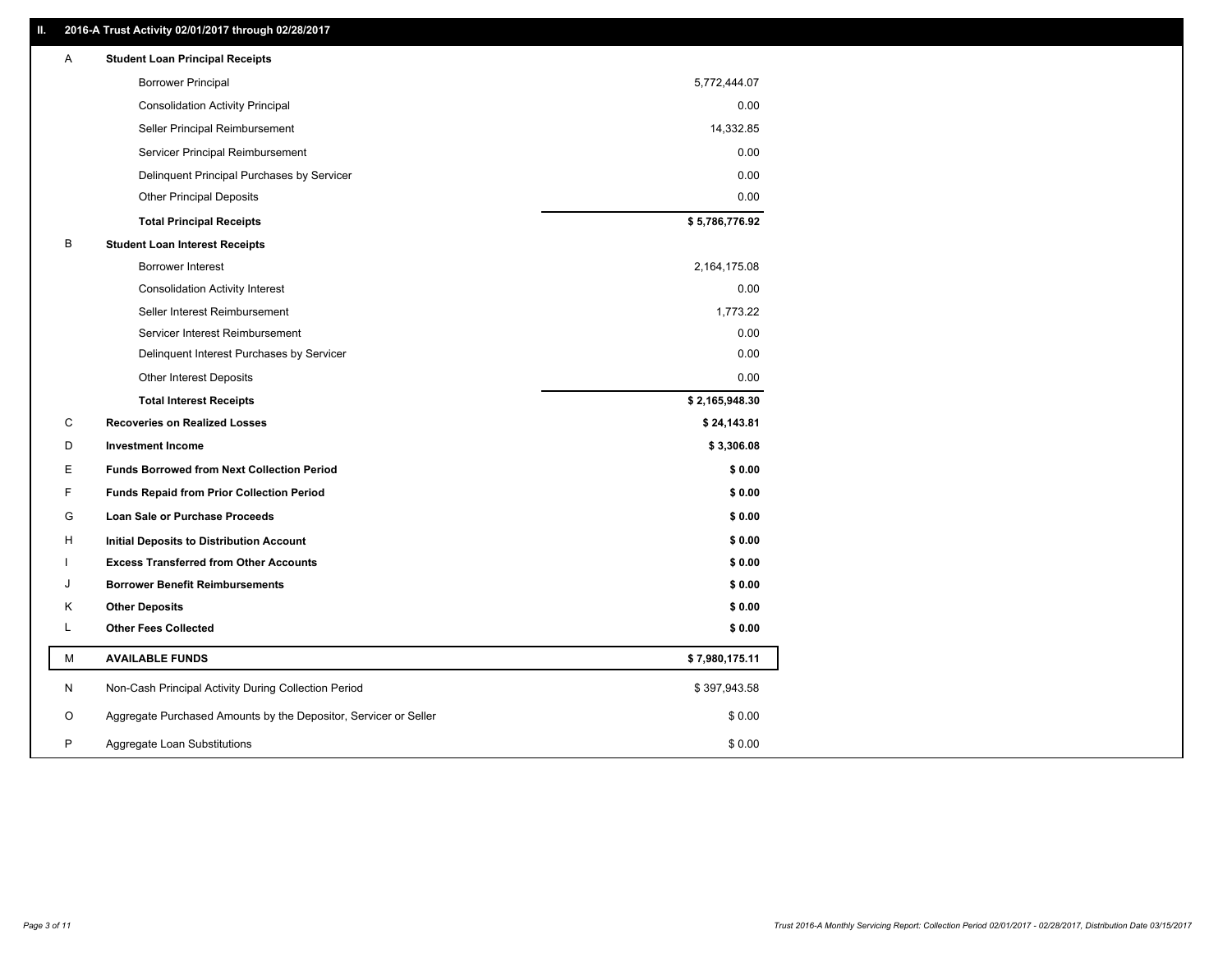## II. 2016-A Trust Activity 02/01/2017 through 02/28/2017

| | | |
|---|---|---|
| A | **Student Loan Principal Receipts** | |
| | Borrower Principal | 5,772,444.07 |
| | Consolidation Activity Principal | 0.00 |
| | Seller Principal Reimbursement | 14,332.85 |
| | Servicer Principal Reimbursement | 0.00 |
| | Delinquent Principal Purchases by Servicer | 0.00 |
| | Other Principal Deposits | 0.00 |
| | **Total Principal Receipts** | **$ 5,786,776.92** |
| B | **Student Loan Interest Receipts** | |
| | Borrower Interest | 2,164,175.08 |
| | Consolidation Activity Interest | 0.00 |
| | Seller Interest Reimbursement | 1,773.22 |
| | Servicer Interest Reimbursement | 0.00 |
| | Delinquent Interest Purchases by Servicer | 0.00 |
| | Other Interest Deposits | 0.00 |
| | **Total Interest Receipts** | **$ 2,165,948.30** |
| C | **Recoveries on Realized Losses** | **$ 24,143.81** |
| D | **Investment Income** | **$ 3,306.08** |
| E | **Funds Borrowed from Next Collection Period** | **$ 0.00** |
| F | **Funds Repaid from Prior Collection Period** | **$ 0.00** |
| G | **Loan Sale or Purchase Proceeds** | **$ 0.00** |
| H | **Initial Deposits to Distribution Account** | **$ 0.00** |
| I | **Excess Transferred from Other Accounts** | **$ 0.00** |
| J | **Borrower Benefit Reimbursements** | **$ 0.00** |
| K | **Other Deposits** | **$ 0.00** |
| L | **Other Fees Collected** | **$ 0.00** |
| M | **AVAILABLE FUNDS** | **$ 7,980,175.11** |
| N | Non-Cash Principal Activity During Collection Period | $ 397,943.58 |
| O | Aggregate Purchased Amounts by the Depositor, Servicer or Seller | $ 0.00 |
| P | Aggregate Loan Substitutions | $ 0.00 |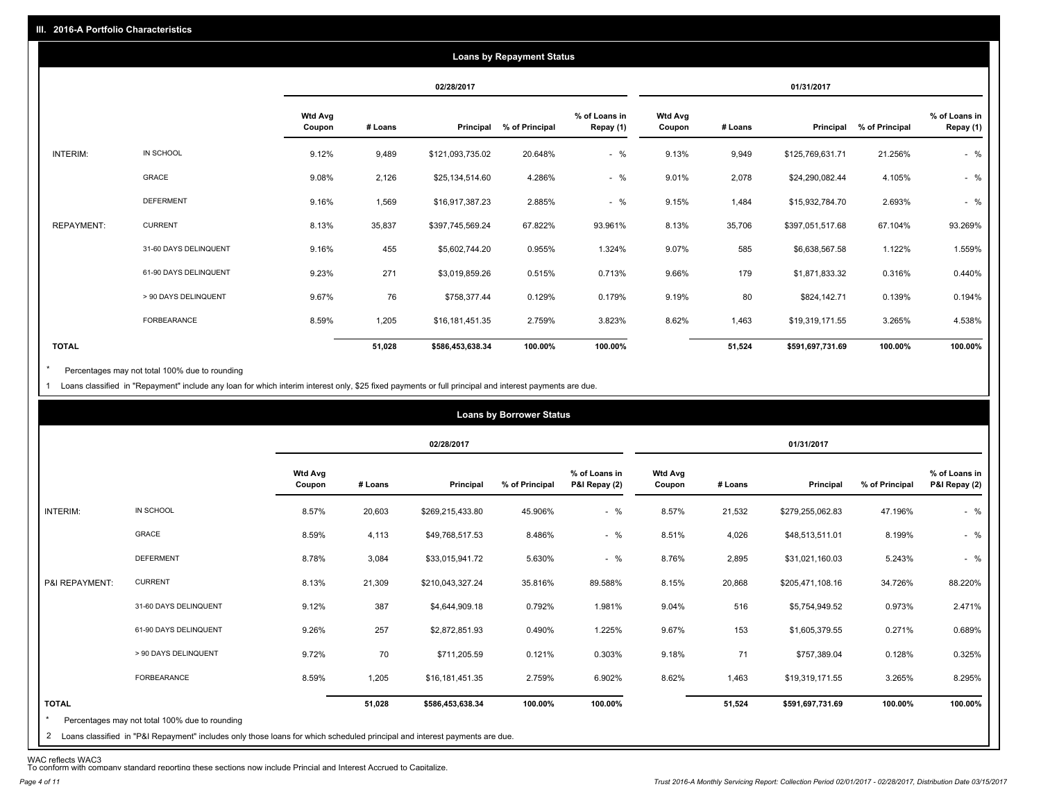## III. 2016-A Portfolio Characteristics

### Loans by Repayment Status

| | | 02/28/2017 | | | | | 01/31/2017 | | | | |
|---|---|---|---|---|---|---|---|---|---|---|---|
| | | Wtd Avg Coupon | # Loans | Principal | % of Principal | % of Loans in Repay (1) | Wtd Avg Coupon | # Loans | Principal | % of Principal | % of Loans in Repay (1) |
| INTERIM: | IN SCHOOL | 9.12% | 9,489 | $121,093,735.02 | 20.648% | - % | 9.13% | 9,949 | $125,769,631.71 | 21.256% | - % |
| | GRACE | 9.08% | 2,126 | $25,134,514.60 | 4.286% | - % | 9.01% | 2,078 | $24,290,082.44 | 4.105% | - % |
| | DEFERMENT | 9.16% | 1,569 | $16,917,387.23 | 2.885% | - % | 9.15% | 1,484 | $15,932,784.70 | 2.693% | - % |
| REPAYMENT: | CURRENT | 8.13% | 35,837 | $397,745,569.24 | 67.822% | 93.961% | 8.13% | 35,706 | $397,051,517.68 | 67.104% | 93.269% |
| | 31-60 DAYS DELINQUENT | 9.16% | 455 | $5,602,744.20 | 0.955% | 1.324% | 9.07% | 585 | $6,638,567.58 | 1.122% | 1.559% |
| | 61-90 DAYS DELINQUENT | 9.23% | 271 | $3,019,859.26 | 0.515% | 0.713% | 9.66% | 179 | $1,871,833.32 | 0.316% | 0.440% |
| | > 90 DAYS DELINQUENT | 9.67% | 76 | $758,377.44 | 0.129% | 0.179% | 9.19% | 80 | $824,142.71 | 0.139% | 0.194% |
| | FORBEARANCE | 8.59% | 1,205 | $16,181,451.35 | 2.759% | 3.823% | 8.62% | 1,463 | $19,319,171.55 | 3.265% | 4.538% |
| **TOTAL** | | | **51,028** | **$586,453,638.34** | **100.00%** | **100.00%** | | **51,524** | **$591,697,731.69** | **100.00%** | **100.00%** |

\* Percentages may not total 100% due to rounding

1 Loans classified in "Repayment" include any loan for which interim interest only, $25 fixed payments or full principal and interest payments are due.

### Loans by Borrower Status

| | | 02/28/2017 | | | | | 01/31/2017 | | | | |
|---|---|---|---|---|---|---|---|---|---|---|---|
| | | Wtd Avg Coupon | # Loans | Principal | % of Principal | % of Loans in P&I Repay (2) | Wtd Avg Coupon | # Loans | Principal | % of Principal | % of Loans in P&I Repay (2) |
| INTERIM: | IN SCHOOL | 8.57% | 20,603 | $269,215,433.80 | 45.906% | - % | 8.57% | 21,532 | $279,255,062.83 | 47.196% | - % |
| | GRACE | 8.59% | 4,113 | $49,768,517.53 | 8.486% | - % | 8.51% | 4,026 | $48,513,511.01 | 8.199% | - % |
| | DEFERMENT | 8.78% | 3,084 | $33,015,941.72 | 5.630% | - % | 8.76% | 2,895 | $31,021,160.03 | 5.243% | - % |
| P&I REPAYMENT: | CURRENT | 8.13% | 21,309 | $210,043,327.24 | 35.816% | 89.588% | 8.15% | 20,868 | $205,471,108.16 | 34.726% | 88.220% |
| | 31-60 DAYS DELINQUENT | 9.12% | 387 | $4,644,909.18 | 0.792% | 1.981% | 9.04% | 516 | $5,754,949.52 | 0.973% | 2.471% |
| | 61-90 DAYS DELINQUENT | 9.26% | 257 | $2,872,851.93 | 0.490% | 1.225% | 9.67% | 153 | $1,605,379.55 | 0.271% | 0.689% |
| | > 90 DAYS DELINQUENT | 9.72% | 70 | $711,205.59 | 0.121% | 0.303% | 9.18% | 71 | $757,389.04 | 0.128% | 0.325% |
| | FORBEARANCE | 8.59% | 1,205 | $16,181,451.35 | 2.759% | 6.902% | 8.62% | 1,463 | $19,319,171.55 | 3.265% | 8.295% |
| **TOTAL** | | | **51,028** | **$586,453,638.34** | **100.00%** | **100.00%** | | **51,524** | **$591,697,731.69** | **100.00%** | **100.00%** |

\* Percentages may not total 100% due to rounding

2 Loans classified in "P&I Repayment" includes only those loans for which scheduled principal and interest payments are due.

WAC reflects WAC3
To conform with company standard reporting these sections now include Princial and Interest Accrued to Capitalize.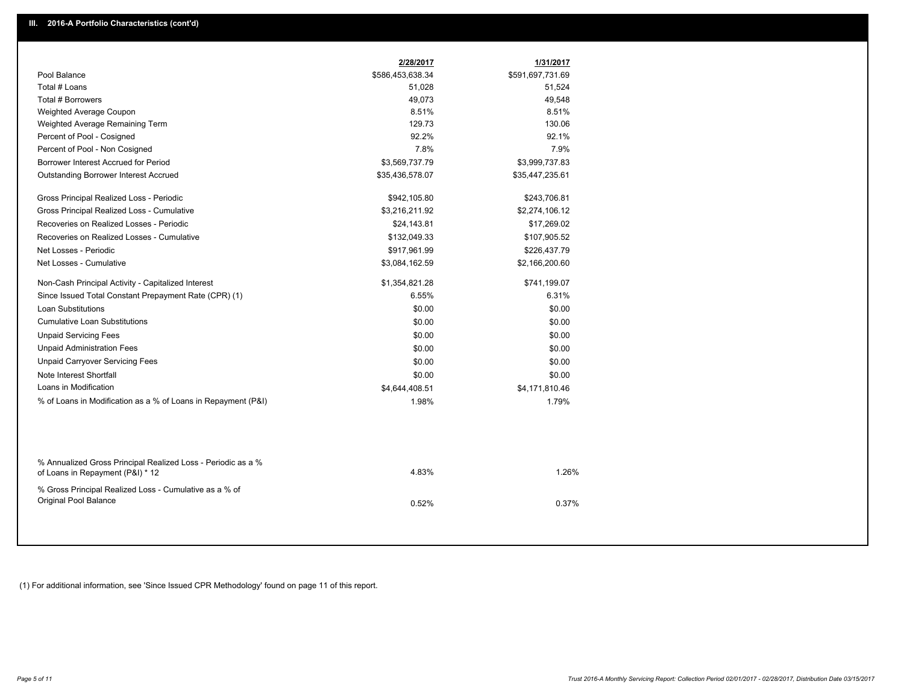## III. 2016-A Portfolio Characteristics (cont'd)

| | 2/28/2017 | 1/31/2017 |
|---|---|---|
| Pool Balance | $586,453,638.34 | $591,697,731.69 |
| Total # Loans | 51,028 | 51,524 |
| Total # Borrowers | 49,073 | 49,548 |
| Weighted Average Coupon | 8.51% | 8.51% |
| Weighted Average Remaining Term | 129.73 | 130.06 |
| Percent of Pool - Cosigned | 92.2% | 92.1% |
| Percent of Pool - Non Cosigned | 7.8% | 7.9% |
| Borrower Interest Accrued for Period | $3,569,737.79 | $3,999,737.83 |
| Outstanding Borrower Interest Accrued | $35,436,578.07 | $35,447,235.61 |
| Gross Principal Realized Loss - Periodic | $942,105.80 | $243,706.81 |
| Gross Principal Realized Loss - Cumulative | $3,216,211.92 | $2,274,106.12 |
| Recoveries on Realized Losses - Periodic | $24,143.81 | $17,269.02 |
| Recoveries on Realized Losses - Cumulative | $132,049.33 | $107,905.52 |
| Net Losses - Periodic | $917,961.99 | $226,437.79 |
| Net Losses - Cumulative | $3,084,162.59 | $2,166,200.60 |
| Non-Cash Principal Activity - Capitalized Interest | $1,354,821.28 | $741,199.07 |
| Since Issued Total Constant Prepayment Rate (CPR) (1) | 6.55% | 6.31% |
| Loan Substitutions | $0.00 | $0.00 |
| Cumulative Loan Substitutions | $0.00 | $0.00 |
| Unpaid Servicing Fees | $0.00 | $0.00 |
| Unpaid Administration Fees | $0.00 | $0.00 |
| Unpaid Carryover Servicing Fees | $0.00 | $0.00 |
| Note Interest Shortfall | $0.00 | $0.00 |
| Loans in Modification | $4,644,408.51 | $4,171,810.46 |
| % of Loans in Modification as a % of Loans in Repayment (P&I) | 1.98% | 1.79% |
| % Annualized Gross Principal Realized Loss - Periodic as a % of Loans in Repayment (P&I) * 12 | 4.83% | 1.26% |
| % Gross Principal Realized Loss - Cumulative as a % of Original Pool Balance | 0.52% | 0.37% |

(1) For additional information, see 'Since Issued CPR Methodology' found on page 11 of this report.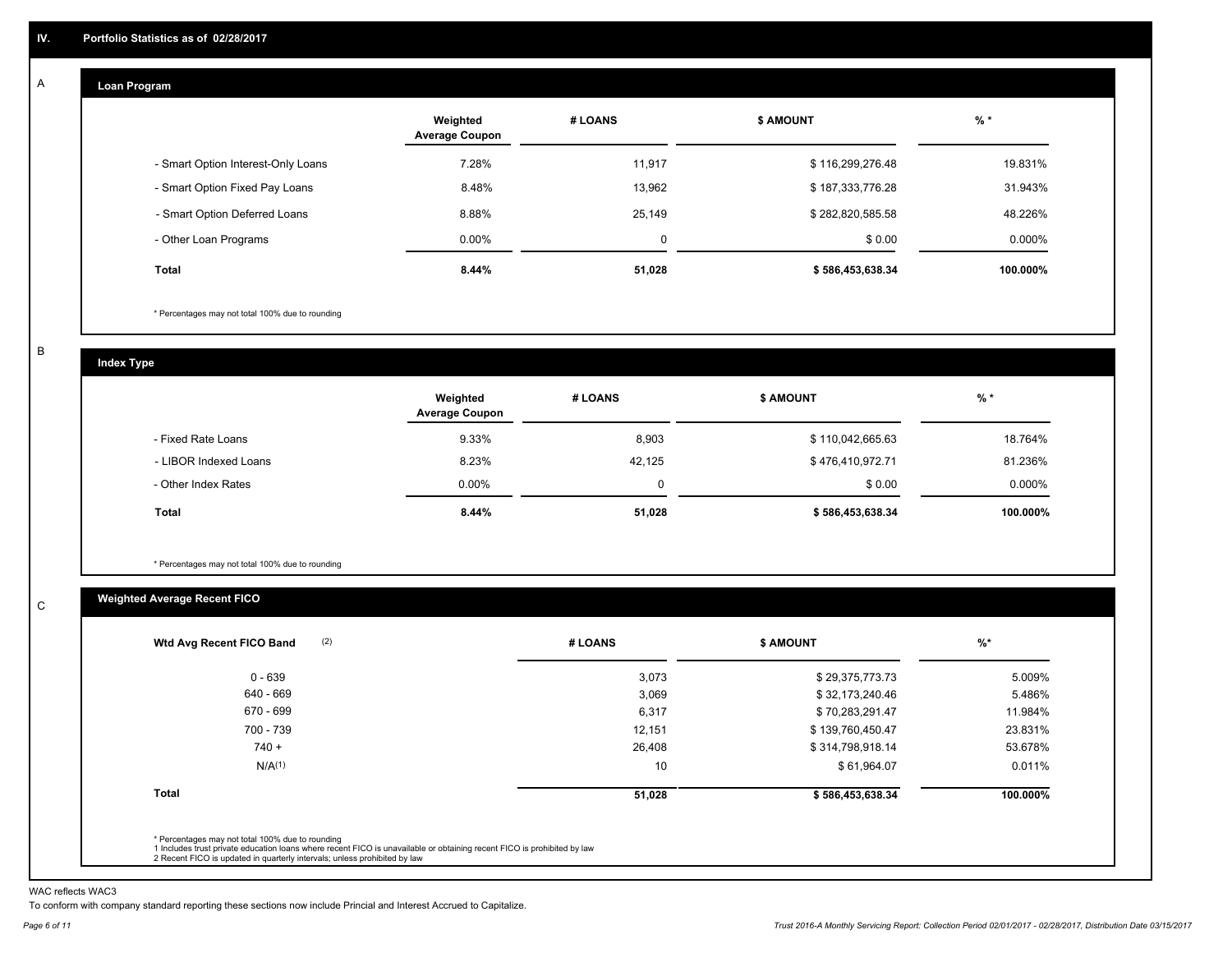## IV. Portfolio Statistics as of 02/28/2017

### A. Loan Program

| | Weighted Average Coupon | # LOANS | $ AMOUNT | % * |
|---|---|---|---|---|
| - Smart Option Interest-Only Loans | 7.28% | 11,917 | $ 116,299,276.48 | 19.831% |
| - Smart Option Fixed Pay Loans | 8.48% | 13,962 | $ 187,333,776.28 | 31.943% |
| - Smart Option Deferred Loans | 8.88% | 25,149 | $ 282,820,585.58 | 48.226% |
| - Other Loan Programs | 0.00% | 0 | $ 0.00 | 0.000% |
| **Total** | **8.44%** | **51,028** | **$ 586,453,638.34** | **100.000%** |

* Percentages may not total 100% due to rounding

### B. Index Type

| | Weighted Average Coupon | # LOANS | $ AMOUNT | % * |
|---|---|---|---|---|
| - Fixed Rate Loans | 9.33% | 8,903 | $ 110,042,665.63 | 18.764% |
| - LIBOR Indexed Loans | 8.23% | 42,125 | $ 476,410,972.71 | 81.236% |
| - Other Index Rates | 0.00% | 0 | $ 0.00 | 0.000% |
| **Total** | **8.44%** | **51,028** | **$ 586,453,638.34** | **100.000%** |

* Percentages may not total 100% due to rounding

### C. Weighted Average Recent FICO

| Wtd Avg Recent FICO Band (2) | # LOANS | $ AMOUNT | %* |
|---|---|---|---|
| 0 - 639 | 3,073 | $ 29,375,773.73 | 5.009% |
| 640 - 669 | 3,069 | $ 32,173,240.46 | 5.486% |
| 670 - 699 | 6,317 | $ 70,283,291.47 | 11.984% |
| 700 - 739 | 12,151 | $ 139,760,450.47 | 23.831% |
| 740 + | 26,408 | $ 314,798,918.14 | 53.678% |
| N/A(1) | 10 | $ 61,964.07 | 0.011% |
| **Total** | **51,028** | **$ 586,453,638.34** | **100.000%** |

* Percentages may not total 100% due to rounding
1 Includes trust private education loans where recent FICO is unavailable or obtaining recent FICO is prohibited by law
2 Recent FICO is updated in quarterly intervals; unless prohibited by law

WAC reflects WAC3

To conform with company standard reporting these sections now include Princial and Interest Accrued to Capitalize.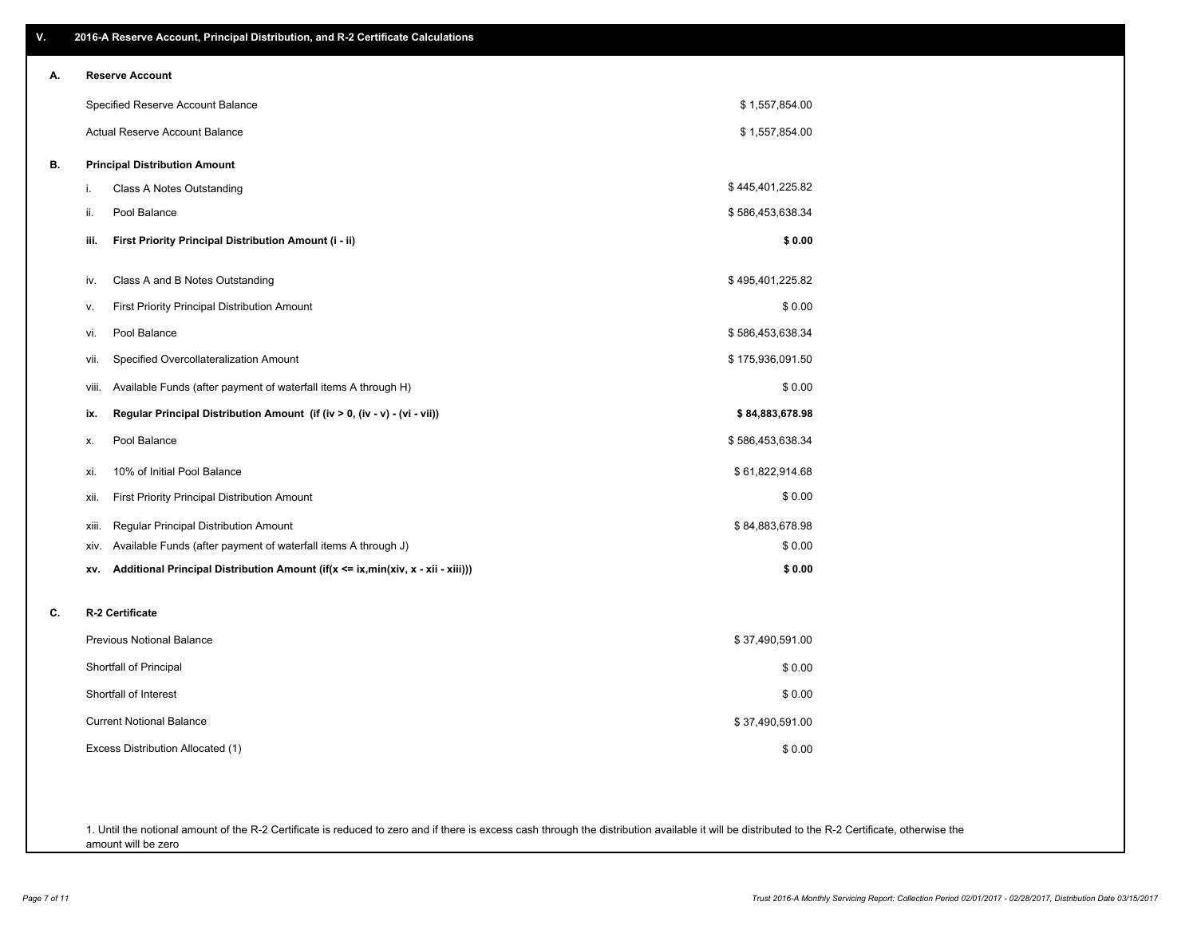## V. 2016-A Reserve Account, Principal Distribution, and R-2 Certificate Calculations

### A. Reserve Account

| | |
|---|---|
| Specified Reserve Account Balance | $ 1,557,854.00 |
| Actual Reserve Account Balance | $ 1,557,854.00 |

### B. Principal Distribution Amount

| | | |
|---|---|---|
| i. | Class A Notes Outstanding | $ 445,401,225.82 |
| ii. | Pool Balance | $ 586,453,638.34 |
| **iii.** | **First Priority Principal Distribution Amount (i - ii)** | **$ 0.00** |
| iv. | Class A and B Notes Outstanding | $ 495,401,225.82 |
| v. | First Priority Principal Distribution Amount | $ 0.00 |
| vi. | Pool Balance | $ 586,453,638.34 |
| vii. | Specified Overcollateralization Amount | $ 175,936,091.50 |
| viii. | Available Funds (after payment of waterfall items A through H) | $ 0.00 |
| **ix.** | **Regular Principal Distribution Amount (if (iv > 0, (iv - v) - (vi - vii))** | **$ 84,883,678.98** |
| x. | Pool Balance | $ 586,453,638.34 |
| xi. | 10% of Initial Pool Balance | $ 61,822,914.68 |
| xii. | First Priority Principal Distribution Amount | $ 0.00 |
| xiii. | Regular Principal Distribution Amount | $ 84,883,678.98 |
| xiv. | Available Funds (after payment of waterfall items A through J) | $ 0.00 |
| **xv.** | **Additional Principal Distribution Amount (if(x <= ix,min(xiv, x - xii - xiii)))** | **$ 0.00** |

### C. R-2 Certificate

| | |
|---|---|
| Previous Notional Balance | $ 37,490,591.00 |
| Shortfall of Principal | $ 0.00 |
| Shortfall of Interest | $ 0.00 |
| Current Notional Balance | $ 37,490,591.00 |
| Excess Distribution Allocated (1) | $ 0.00 |

1. Until the notional amount of the R-2 Certificate is reduced to zero and if there is excess cash through the distribution available it will be distributed to the R-2 Certificate, otherwise the amount will be zero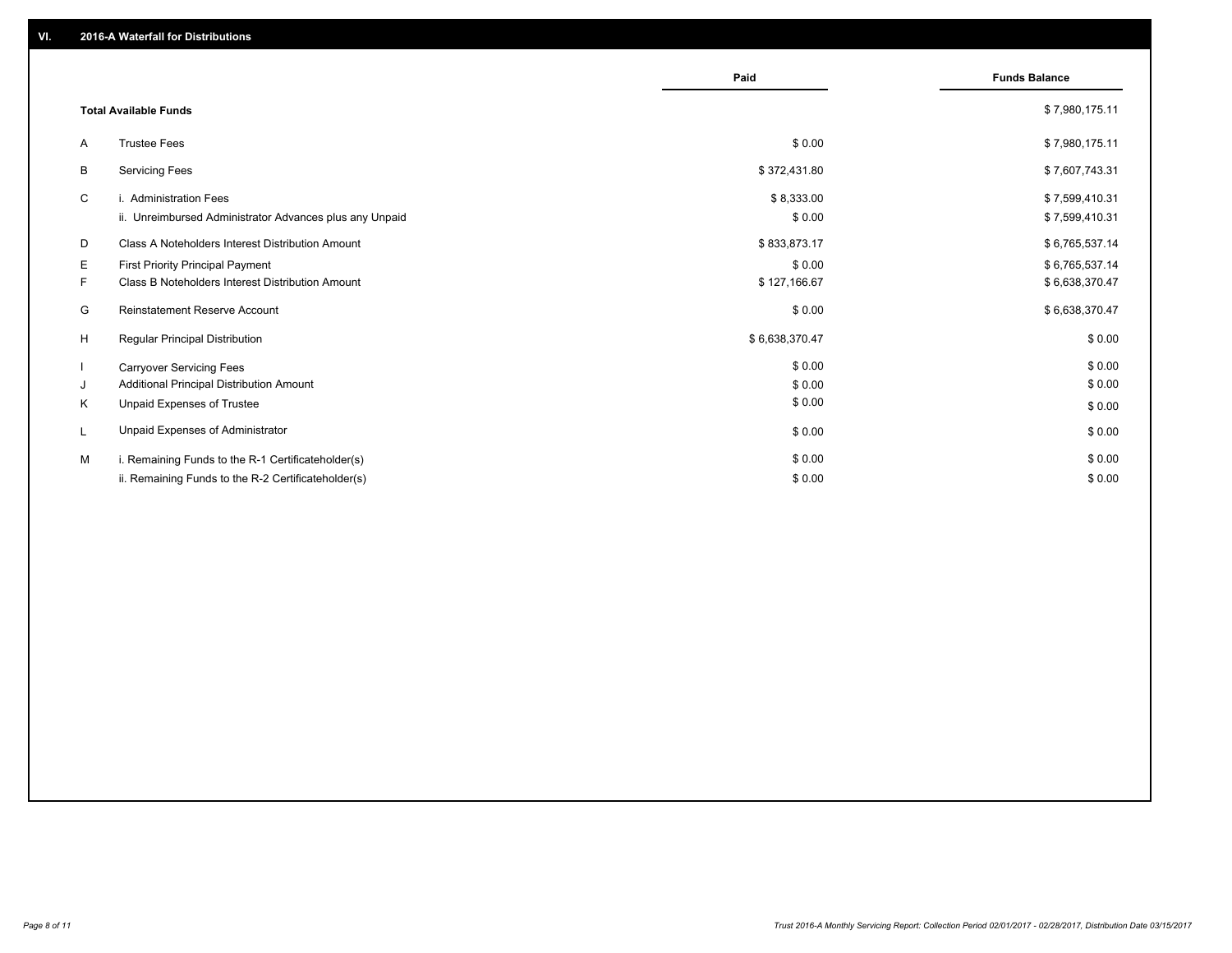## VI. 2016-A Waterfall for Distributions

| | | Paid | Funds Balance |
|---|---|---|---|
| | **Total Available Funds** | | $ 7,980,175.11 |
| A | Trustee Fees | $ 0.00 | $ 7,980,175.11 |
| B | Servicing Fees | $ 372,431.80 | $ 7,607,743.31 |
| C | i. Administration Fees | $ 8,333.00 | $ 7,599,410.31 |
| | ii. Unreimbursed Administrator Advances plus any Unpaid | $ 0.00 | $ 7,599,410.31 |
| D | Class A Noteholders Interest Distribution Amount | $ 833,873.17 | $ 6,765,537.14 |
| E | First Priority Principal Payment | $ 0.00 | $ 6,765,537.14 |
| F | Class B Noteholders Interest Distribution Amount | $ 127,166.67 | $ 6,638,370.47 |
| G | Reinstatement Reserve Account | $ 0.00 | $ 6,638,370.47 |
| H | Regular Principal Distribution | $ 6,638,370.47 | $ 0.00 |
| I | Carryover Servicing Fees | $ 0.00 | $ 0.00 |
| J | Additional Principal Distribution Amount | $ 0.00 | $ 0.00 |
| K | Unpaid Expenses of Trustee | $ 0.00 | $ 0.00 |
| L | Unpaid Expenses of Administrator | $ 0.00 | $ 0.00 |
| M | i. Remaining Funds to the R-1 Certificateholder(s) | $ 0.00 | $ 0.00 |
| | ii. Remaining Funds to the R-2 Certificateholder(s) | $ 0.00 | $ 0.00 |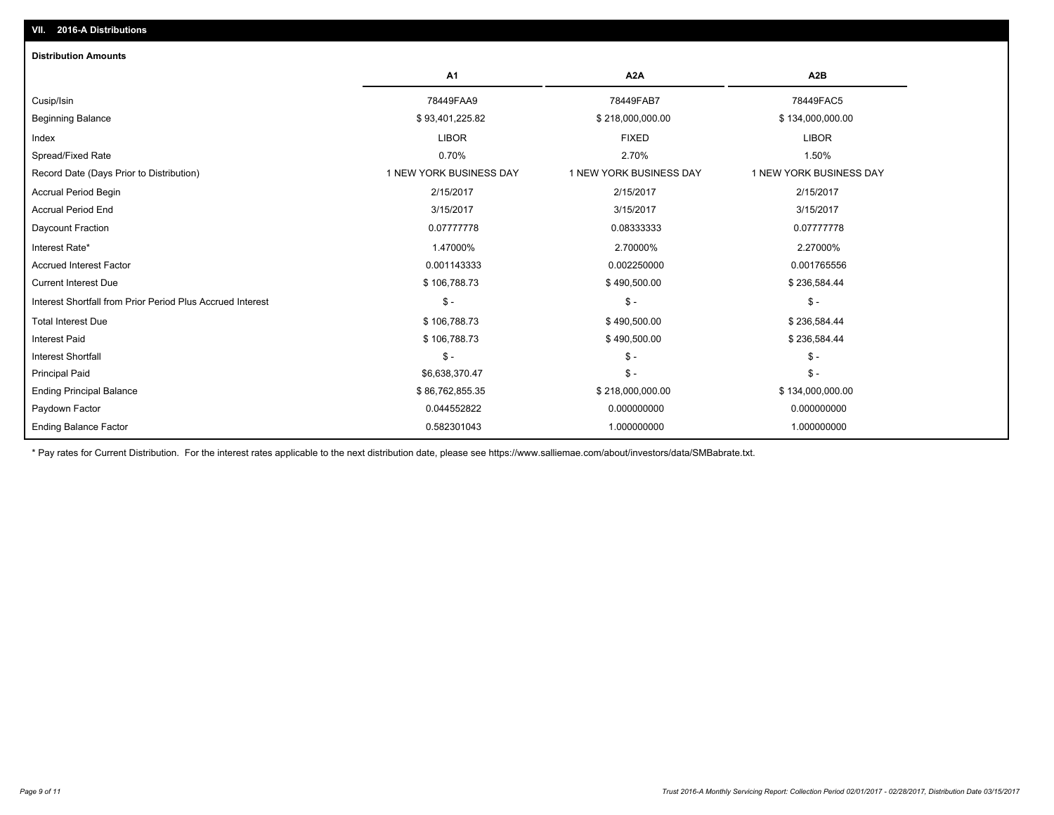## VII. 2016-A Distributions

### Distribution Amounts

| | A1 | A2A | A2B |
|---|---|---|---|
| Cusip/Isin | 78449FAA9 | 78449FAB7 | 78449FAC5 |
| Beginning Balance | $ 93,401,225.82 | $ 218,000,000.00 | $ 134,000,000.00 |
| Index | LIBOR | FIXED | LIBOR |
| Spread/Fixed Rate | 0.70% | 2.70% | 1.50% |
| Record Date (Days Prior to Distribution) | 1 NEW YORK BUSINESS DAY | 1 NEW YORK BUSINESS DAY | 1 NEW YORK BUSINESS DAY |
| Accrual Period Begin | 2/15/2017 | 2/15/2017 | 2/15/2017 |
| Accrual Period End | 3/15/2017 | 3/15/2017 | 3/15/2017 |
| Daycount Fraction | 0.07777778 | 0.08333333 | 0.07777778 |
| Interest Rate* | 1.47000% | 2.70000% | 2.27000% |
| Accrued Interest Factor | 0.001143333 | 0.002250000 | 0.001765556 |
| Current Interest Due | $ 106,788.73 | $ 490,500.00 | $ 236,584.44 |
| Interest Shortfall from Prior Period Plus Accrued Interest | $ - | $ - | $ - |
| Total Interest Due | $ 106,788.73 | $ 490,500.00 | $ 236,584.44 |
| Interest Paid | $ 106,788.73 | $ 490,500.00 | $ 236,584.44 |
| Interest Shortfall | $ - | $ - | $ - |
| Principal Paid | $6,638,370.47 | $ - | $ - |
| Ending Principal Balance | $ 86,762,855.35 | $ 218,000,000.00 | $ 134,000,000.00 |
| Paydown Factor | 0.044552822 | 0.000000000 | 0.000000000 |
| Ending Balance Factor | 0.582301043 | 1.000000000 | 1.000000000 |

* Pay rates for Current Distribution. For the interest rates applicable to the next distribution date, please see https://www.salliemae.com/about/investors/data/SMBabrate.txt.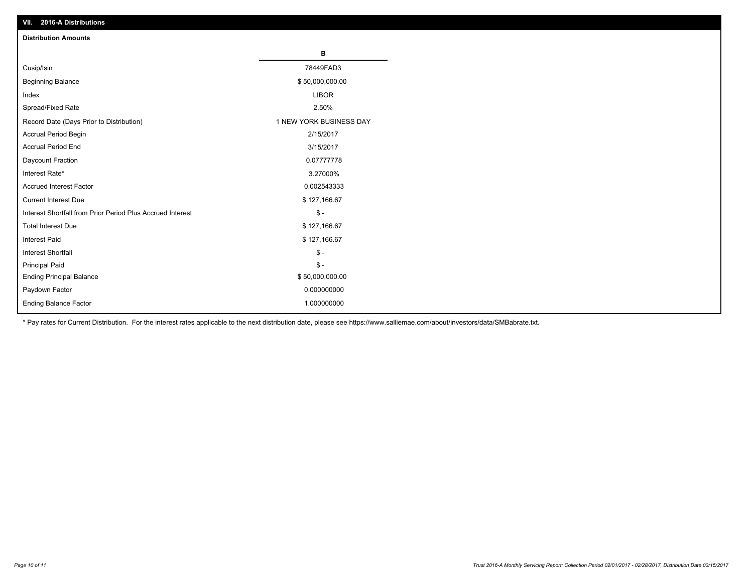## VII. 2016-A Distributions

### Distribution Amounts

| | B |
|---|---|
| Cusip/Isin | 78449FAD3 |
| Beginning Balance | $ 50,000,000.00 |
| Index | LIBOR |
| Spread/Fixed Rate | 2.50% |
| Record Date (Days Prior to Distribution) | 1 NEW YORK BUSINESS DAY |
| Accrual Period Begin | 2/15/2017 |
| Accrual Period End | 3/15/2017 |
| Daycount Fraction | 0.07777778 |
| Interest Rate* | 3.27000% |
| Accrued Interest Factor | 0.002543333 |
| Current Interest Due | $ 127,166.67 |
| Interest Shortfall from Prior Period Plus Accrued Interest | $ - |
| Total Interest Due | $ 127,166.67 |
| Interest Paid | $ 127,166.67 |
| Interest Shortfall | $ - |
| Principal Paid | $ - |
| Ending Principal Balance | $ 50,000,000.00 |
| Paydown Factor | 0.000000000 |
| Ending Balance Factor | 1.000000000 |

* Pay rates for Current Distribution. For the interest rates applicable to the next distribution date, please see https://www.salliemae.com/about/investors/data/SMBabrate.txt.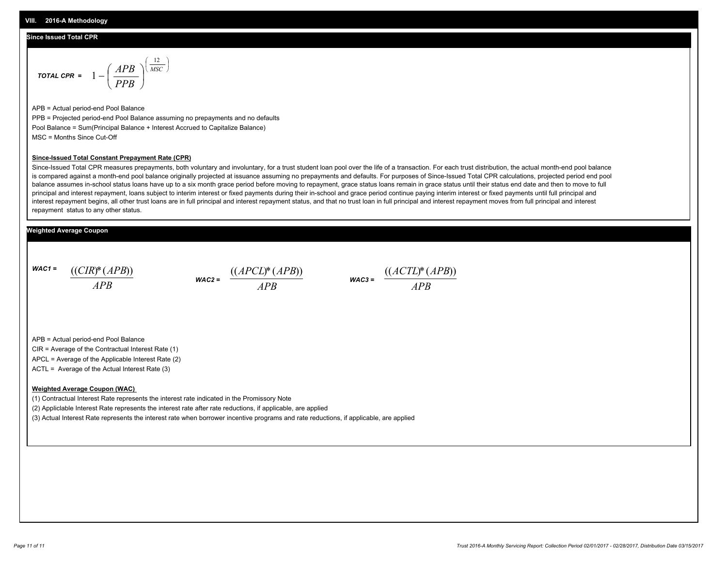# VIII. 2016-A Methodology

## Since Issued Total CPR

***TOTAL CPR =*** $$1 - \left( \frac{APB}{PPB} \right)^{\left( \frac{12}{MSC} \right)}$$

APB = Actual period-end Pool Balance

PPB = Projected period-end Pool Balance assuming no prepayments and no defaults

Pool Balance = Sum(Principal Balance + Interest Accrued to Capitalize Balance)

MSC = Months Since Cut-Off

**Since-Issued Total Constant Prepayment Rate (CPR)**

Since-Issued Total CPR measures prepayments, both voluntary and involuntary, for a trust student loan pool over the life of a transaction. For each trust distribution, the actual month-end pool balance is compared against a month-end pool balance originally projected at issuance assuming no prepayments and defaults. For purposes of Since-Issued Total CPR calculations, projected period end pool balance assumes in-school status loans have up to a six month grace period before moving to repayment, grace status loans remain in grace status until their status end date and then to move to full principal and interest repayment, loans subject to interim interest or fixed payments during their in-school and grace period continue paying interim interest or fixed payments until full principal and interest repayment begins, all other trust loans are in full principal and interest repayment status, and that no trust loan in full principal and interest repayment moves from full principal and interest repayment status to any other status.

## Weighted Average Coupon

***WAC1 =*** $$\frac{((CIR)^*(APB))}{APB}$$

***WAC2 =*** $$\frac{((APCL)^*(APB))}{APB}$$

***WAC3 =*** $$\frac{((ACTL)^*(APB))}{APB}$$

APB = Actual period-end Pool Balance

CIR = Average of the Contractual Interest Rate (1)

APCL = Average of the Applicable Interest Rate (2)

ACTL = Average of the Actual Interest Rate (3)

**Weighted Average Coupon (WAC)**

(1) Contractual Interest Rate represents the interest rate indicated in the Promissory Note

(2) Appliclable Interest Rate represents the interest rate after rate reductions, if applicable, are applied

(3) Actual Interest Rate represents the interest rate when borrower incentive programs and rate reductions, if applicable, are applied